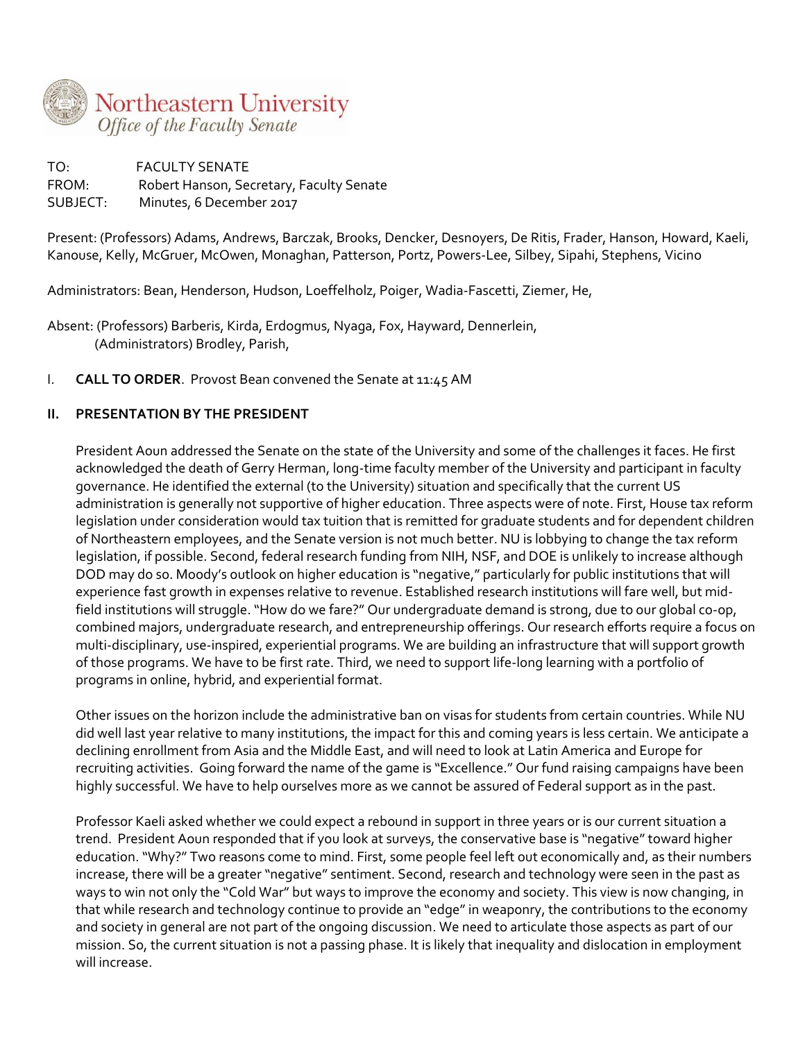Northeastern University
*Office of the Faculty Senate*

TO: FACULTY SENATE
FROM: Robert Hanson, Secretary, Faculty Senate
SUBJECT: Minutes, 6 December 2017

Present: (Professors) Adams, Andrews, Barczak, Brooks, Dencker, Desnoyers, De Ritis, Frader, Hanson, Howard, Kaeli, Kanouse, Kelly, McGruer, McOwen, Monaghan, Patterson, Portz, Powers-Lee, Silbey, Sipahi, Stephens, Vicino

Administrators: Bean, Henderson, Hudson, Loeffelholz, Poiger, Wadia-Fascetti, Ziemer, He,

Absent: (Professors) Barberis, Kirda, Erdogmus, Nyaga, Fox, Hayward, Dennerlein,
(Administrators) Brodley, Parish,

I. **CALL TO ORDER**. Provost Bean convened the Senate at 11:45 AM

## II. PRESENTATION BY THE PRESIDENT

President Aoun addressed the Senate on the state of the University and some of the challenges it faces. He first acknowledged the death of Gerry Herman, long-time faculty member of the University and participant in faculty governance. He identified the external (to the University) situation and specifically that the current US administration is generally not supportive of higher education. Three aspects were of note. First, House tax reform legislation under consideration would tax tuition that is remitted for graduate students and for dependent children of Northeastern employees, and the Senate version is not much better. NU is lobbying to change the tax reform legislation, if possible. Second, federal research funding from NIH, NSF, and DOE is unlikely to increase although DOD may do so. Moody's outlook on higher education is "negative," particularly for public institutions that will experience fast growth in expenses relative to revenue. Established research institutions will fare well, but mid-field institutions will struggle. "How do we fare?" Our undergraduate demand is strong, due to our global co-op, combined majors, undergraduate research, and entrepreneurship offerings. Our research efforts require a focus on multi-disciplinary, use-inspired, experiential programs. We are building an infrastructure that will support growth of those programs. We have to be first rate. Third, we need to support life-long learning with a portfolio of programs in online, hybrid, and experiential format.

Other issues on the horizon include the administrative ban on visas for students from certain countries. While NU did well last year relative to many institutions, the impact for this and coming years is less certain. We anticipate a declining enrollment from Asia and the Middle East, and will need to look at Latin America and Europe for recruiting activities. Going forward the name of the game is "Excellence." Our fund raising campaigns have been highly successful. We have to help ourselves more as we cannot be assured of Federal support as in the past.

Professor Kaeli asked whether we could expect a rebound in support in three years or is our current situation a trend. President Aoun responded that if you look at surveys, the conservative base is "negative" toward higher education. "Why?" Two reasons come to mind. First, some people feel left out economically and, as their numbers increase, there will be a greater "negative" sentiment. Second, research and technology were seen in the past as ways to win not only the "Cold War" but ways to improve the economy and society. This view is now changing, in that while research and technology continue to provide an "edge" in weaponry, the contributions to the economy and society in general are not part of the ongoing discussion. We need to articulate those aspects as part of our mission. So, the current situation is not a passing phase. It is likely that inequality and dislocation in employment will increase.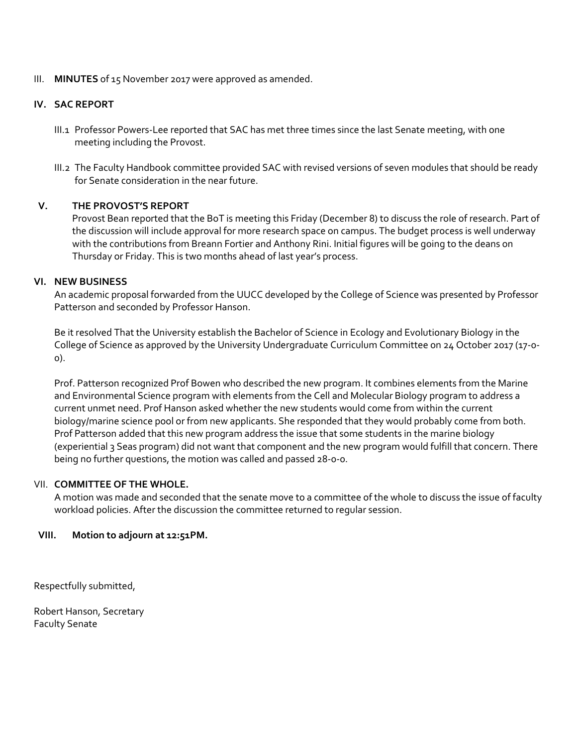III. **MINUTES** of 15 November 2017 were approved as amended.

## IV. SAC REPORT

III.1 Professor Powers-Lee reported that SAC has met three times since the last Senate meeting, with one meeting including the Provost.

III.2 The Faculty Handbook committee provided SAC with revised versions of seven modules that should be ready for Senate consideration in the near future.

## V. THE PROVOST'S REPORT

Provost Bean reported that the BoT is meeting this Friday (December 8) to discuss the role of research. Part of the discussion will include approval for more research space on campus. The budget process is well underway with the contributions from Breann Fortier and Anthony Rini. Initial figures will be going to the deans on Thursday or Friday. This is two months ahead of last year's process.

## VI. NEW BUSINESS

An academic proposal forwarded from the UUCC developed by the College of Science was presented by Professor Patterson and seconded by Professor Hanson.

Be it resolved That the University establish the Bachelor of Science in Ecology and Evolutionary Biology in the College of Science as approved by the University Undergraduate Curriculum Committee on 24 October 2017 (17-0-0).

Prof. Patterson recognized Prof Bowen who described the new program. It combines elements from the Marine and Environmental Science program with elements from the Cell and Molecular Biology program to address a current unmet need. Prof Hanson asked whether the new students would come from within the current biology/marine science pool or from new applicants. She responded that they would probably come from both. Prof Patterson added that this new program address the issue that some students in the marine biology (experiential 3 Seas program) did not want that component and the new program would fulfill that concern. There being no further questions, the motion was called and passed 28-0-0.

## VII. COMMITTEE OF THE WHOLE.

A motion was made and seconded that the senate move to a committee of the whole to discuss the issue of faculty workload policies. After the discussion the committee returned to regular session.

## VIII. Motion to adjourn at 12:51PM.

Respectfully submitted,

Robert Hanson, Secretary
Faculty Senate